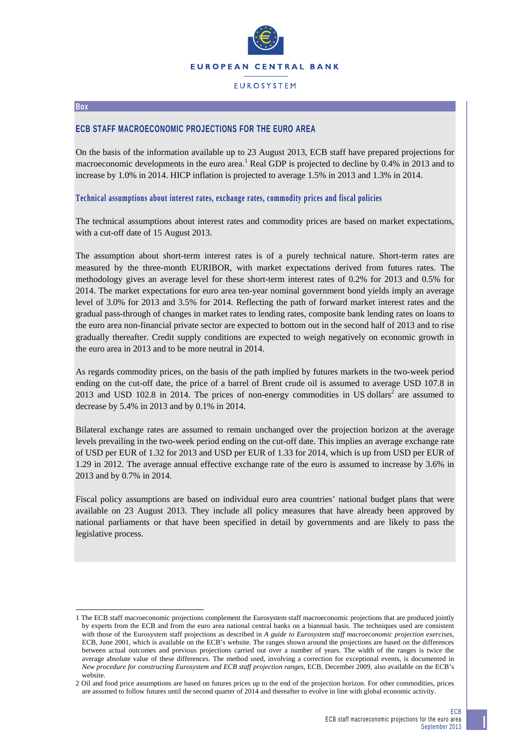EUROPEAN CENTRAL BANK

EUROSYSTEM

Box

## ECB STAFF MACROECONOMIC PROJECTIONS FOR THE EURO AREA

On the basis of the information available up to 23 August 2013, ECB staff have prepared projections for macroeconomic developments in the euro area.[1] Real GDP is projected to decline by 0.4% in 2013 and to increase by 1.0% in 2014. HICP inflation is projected to average 1.5% in 2013 and 1.3% in 2014.

### Technical assumptions about interest rates, exchange rates, commodity prices and fiscal policies

The technical assumptions about interest rates and commodity prices are based on market expectations, with a cut-off date of 15 August 2013.

The assumption about short-term interest rates is of a purely technical nature. Short-term rates are measured by the three-month EURIBOR, with market expectations derived from futures rates. The methodology gives an average level for these short-term interest rates of 0.2% for 2013 and 0.5% for 2014. The market expectations for euro area ten-year nominal government bond yields imply an average level of 3.0% for 2013 and 3.5% for 2014. Reflecting the path of forward market interest rates and the gradual pass-through of changes in market rates to lending rates, composite bank lending rates on loans to the euro area non-financial private sector are expected to bottom out in the second half of 2013 and to rise gradually thereafter. Credit supply conditions are expected to weigh negatively on economic growth in the euro area in 2013 and to be more neutral in 2014.

As regards commodity prices, on the basis of the path implied by futures markets in the two-week period ending on the cut-off date, the price of a barrel of Brent crude oil is assumed to average USD 107.8 in 2013 and USD 102.8 in 2014. The prices of non-energy commodities in US dollars[2] are assumed to decrease by 5.4% in 2013 and by 0.1% in 2014.

Bilateral exchange rates are assumed to remain unchanged over the projection horizon at the average levels prevailing in the two-week period ending on the cut-off date. This implies an average exchange rate of USD per EUR of 1.32 for 2013 and USD per EUR of 1.33 for 2014, which is up from USD per EUR of 1.29 in 2012. The average annual effective exchange rate of the euro is assumed to increase by 3.6% in 2013 and by 0.7% in 2014.

Fiscal policy assumptions are based on individual euro area countries' national budget plans that were available on 23 August 2013. They include all policy measures that have already been approved by national parliaments or that have been specified in detail by governments and are likely to pass the legislative process.

---

1 The ECB staff macroeconomic projections complement the Eurosystem staff macroeconomic projections that are produced jointly by experts from the ECB and from the euro area national central banks on a biannual basis. The techniques used are consistent with those of the Eurosystem staff projections as described in *A guide to Eurosystem staff macroeconomic projection exercises*, ECB, June 2001, which is available on the ECB's website. The ranges shown around the projections are based on the differences between actual outcomes and previous projections carried out over a number of years. The width of the ranges is twice the average absolute value of these differences. The method used, involving a correction for exceptional events, is documented in *New procedure for constructing Eurosystem and ECB staff projection ranges*, ECB, December 2009, also available on the ECB's website.

2 Oil and food price assumptions are based on futures prices up to the end of the projection horizon. For other commodities, prices are assumed to follow futures until the second quarter of 2014 and thereafter to evolve in line with global economic activity.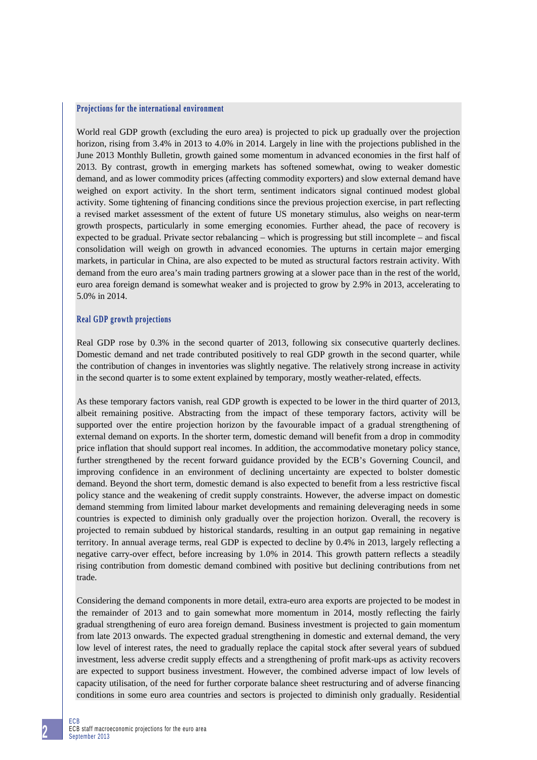### Projections for the international environment

World real GDP growth (excluding the euro area) is projected to pick up gradually over the projection horizon, rising from 3.4% in 2013 to 4.0% in 2014. Largely in line with the projections published in the June 2013 Monthly Bulletin, growth gained some momentum in advanced economies in the first half of 2013. By contrast, growth in emerging markets has softened somewhat, owing to weaker domestic demand, and as lower commodity prices (affecting commodity exporters) and slow external demand have weighed on export activity. In the short term, sentiment indicators signal continued modest global activity. Some tightening of financing conditions since the previous projection exercise, in part reflecting a revised market assessment of the extent of future US monetary stimulus, also weighs on near-term growth prospects, particularly in some emerging economies. Further ahead, the pace of recovery is expected to be gradual. Private sector rebalancing – which is progressing but still incomplete – and fiscal consolidation will weigh on growth in advanced economies. The upturns in certain major emerging markets, in particular in China, are also expected to be muted as structural factors restrain activity. With demand from the euro area's main trading partners growing at a slower pace than in the rest of the world, euro area foreign demand is somewhat weaker and is projected to grow by 2.9% in 2013, accelerating to 5.0% in 2014.

### Real GDP growth projections

Real GDP rose by 0.3% in the second quarter of 2013, following six consecutive quarterly declines. Domestic demand and net trade contributed positively to real GDP growth in the second quarter, while the contribution of changes in inventories was slightly negative. The relatively strong increase in activity in the second quarter is to some extent explained by temporary, mostly weather-related, effects.

As these temporary factors vanish, real GDP growth is expected to be lower in the third quarter of 2013, albeit remaining positive. Abstracting from the impact of these temporary factors, activity will be supported over the entire projection horizon by the favourable impact of a gradual strengthening of external demand on exports. In the shorter term, domestic demand will benefit from a drop in commodity price inflation that should support real incomes. In addition, the accommodative monetary policy stance, further strengthened by the recent forward guidance provided by the ECB's Governing Council, and improving confidence in an environment of declining uncertainty are expected to bolster domestic demand. Beyond the short term, domestic demand is also expected to benefit from a less restrictive fiscal policy stance and the weakening of credit supply constraints. However, the adverse impact on domestic demand stemming from limited labour market developments and remaining deleveraging needs in some countries is expected to diminish only gradually over the projection horizon. Overall, the recovery is projected to remain subdued by historical standards, resulting in an output gap remaining in negative territory. In annual average terms, real GDP is expected to decline by 0.4% in 2013, largely reflecting a negative carry-over effect, before increasing by 1.0% in 2014. This growth pattern reflects a steadily rising contribution from domestic demand combined with positive but declining contributions from net trade.

Considering the demand components in more detail, extra-euro area exports are projected to be modest in the remainder of 2013 and to gain somewhat more momentum in 2014, mostly reflecting the fairly gradual strengthening of euro area foreign demand. Business investment is projected to gain momentum from late 2013 onwards. The expected gradual strengthening in domestic and external demand, the very low level of interest rates, the need to gradually replace the capital stock after several years of subdued investment, less adverse credit supply effects and a strengthening of profit mark-ups as activity recovers are expected to support business investment. However, the combined adverse impact of low levels of capacity utilisation, of the need for further corporate balance sheet restructuring and of adverse financing conditions in some euro area countries and sectors is projected to diminish only gradually. Residential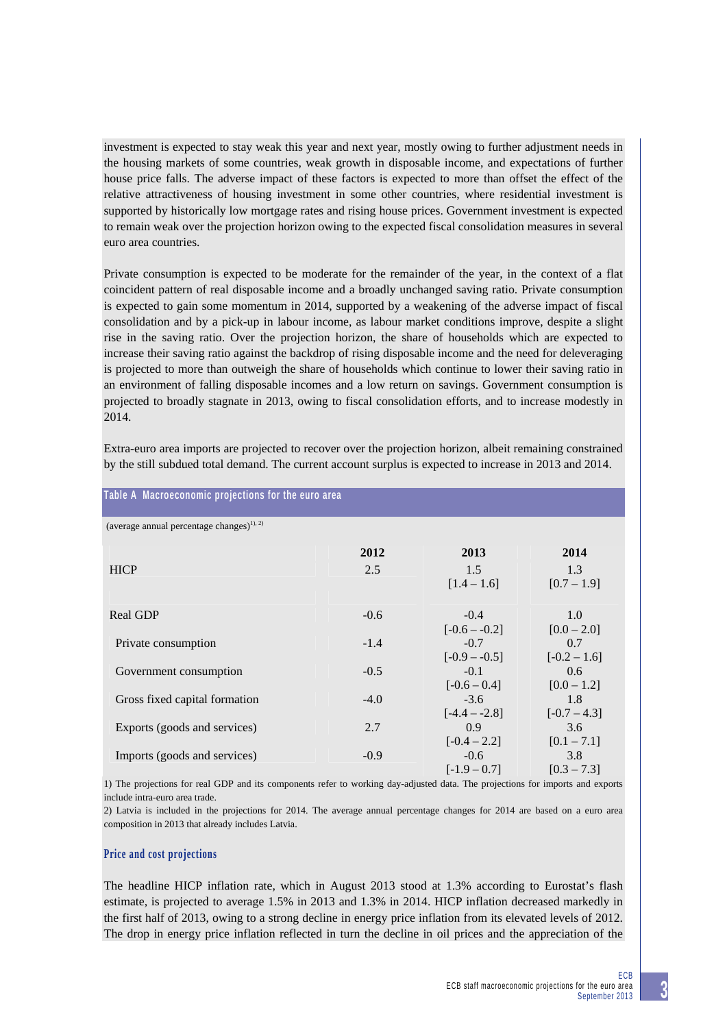investment is expected to stay weak this year and next year, mostly owing to further adjustment needs in the housing markets of some countries, weak growth in disposable income, and expectations of further house price falls. The adverse impact of these factors is expected to more than offset the effect of the relative attractiveness of housing investment in some other countries, where residential investment is supported by historically low mortgage rates and rising house prices. Government investment is expected to remain weak over the projection horizon owing to the expected fiscal consolidation measures in several euro area countries.

Private consumption is expected to be moderate for the remainder of the year, in the context of a flat coincident pattern of real disposable income and a broadly unchanged saving ratio. Private consumption is expected to gain some momentum in 2014, supported by a weakening of the adverse impact of fiscal consolidation and by a pick-up in labour income, as labour market conditions improve, despite a slight rise in the saving ratio. Over the projection horizon, the share of households which are expected to increase their saving ratio against the backdrop of rising disposable income and the need for deleveraging is projected to more than outweigh the share of households which continue to lower their saving ratio in an environment of falling disposable incomes and a low return on savings. Government consumption is projected to broadly stagnate in 2013, owing to fiscal consolidation efforts, and to increase modestly in 2014.

Extra-euro area imports are projected to recover over the projection horizon, albeit remaining constrained by the still subdued total demand. The current account surplus is expected to increase in 2013 and 2014.

**Table A Macroeconomic projections for the euro area**

(average annual percentage changes)[1), 2)]

| | 2012 | 2013 | 2014 |
|---|---|---|---|
| HICP | 2.5 | 1.5 [1.4 – 1.6] | 1.3 [0.7 – 1.9] |
| Real GDP | -0.6 | -0.4 [-0.6 – -0.2] | 1.0 [0.0 – 2.0] |
| Private consumption | -1.4 | -0.7 [-0.9 – -0.5] | 0.7 [-0.2 – 1.6] |
| Government consumption | -0.5 | -0.1 [-0.6 – 0.4] | 0.6 [0.0 – 1.2] |
| Gross fixed capital formation | -4.0 | -3.6 [-4.4 – -2.8] | 1.8 [-0.7 – 4.3] |
| Exports (goods and services) | 2.7 | 0.9 [-0.4 – 2.2] | 3.6 [0.1 – 7.1] |
| Imports (goods and services) | -0.9 | -0.6 [-1.9 – 0.7] | 3.8 [0.3 – 7.3] |

1) The projections for real GDP and its components refer to working day-adjusted data. The projections for imports and exports include intra-euro area trade.
2) Latvia is included in the projections for 2014. The average annual percentage changes for 2014 are based on a euro area composition in 2013 that already includes Latvia.

### Price and cost projections

The headline HICP inflation rate, which in August 2013 stood at 1.3% according to Eurostat's flash estimate, is projected to average 1.5% in 2013 and 1.3% in 2014. HICP inflation decreased markedly in the first half of 2013, owing to a strong decline in energy price inflation from its elevated levels of 2012. The drop in energy price inflation reflected in turn the decline in oil prices and the appreciation of the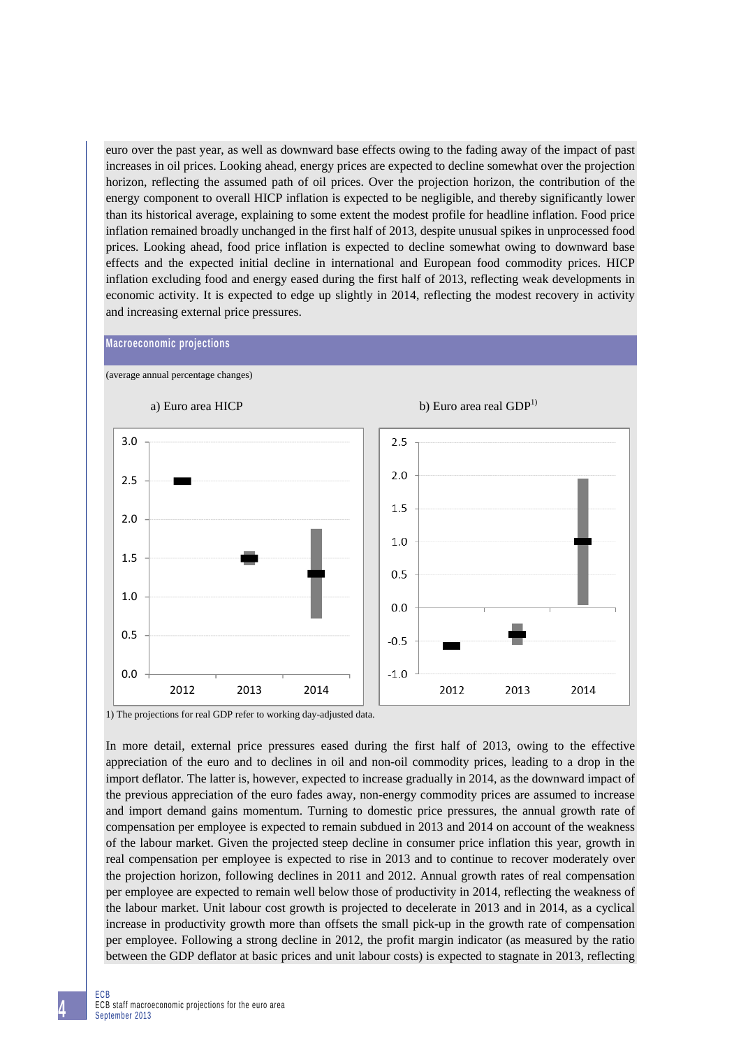euro over the past year, as well as downward base effects owing to the fading away of the impact of past increases in oil prices. Looking ahead, energy prices are expected to decline somewhat over the projection horizon, reflecting the assumed path of oil prices. Over the projection horizon, the contribution of the energy component to overall HICP inflation is expected to be negligible, and thereby significantly lower than its historical average, explaining to some extent the modest profile for headline inflation. Food price inflation remained broadly unchanged in the first half of 2013, despite unusual spikes in unprocessed food prices. Looking ahead, food price inflation is expected to decline somewhat owing to downward base effects and the expected initial decline in international and European food commodity prices. HICP inflation excluding food and energy eased during the first half of 2013, reflecting weak developments in economic activity. It is expected to edge up slightly in 2014, reflecting the modest recovery in activity and increasing external price pressures.

**Macroeconomic projections**

(average annual percentage changes)

a) Euro area HICP

b) Euro area real GDP[1]

1) The projections for real GDP refer to working day-adjusted data.

In more detail, external price pressures eased during the first half of 2013, owing to the effective appreciation of the euro and to declines in oil and non-oil commodity prices, leading to a drop in the import deflator. The latter is, however, expected to increase gradually in 2014, as the downward impact of the previous appreciation of the euro fades away, non-energy commodity prices are assumed to increase and import demand gains momentum. Turning to domestic price pressures, the annual growth rate of compensation per employee is expected to remain subdued in 2013 and 2014 on account of the weakness of the labour market. Given the projected steep decline in consumer price inflation this year, growth in real compensation per employee is expected to rise in 2013 and to continue to recover moderately over the projection horizon, following declines in 2011 and 2012. Annual growth rates of real compensation per employee are expected to remain well below those of productivity in 2014, reflecting the weakness of the labour market. Unit labour cost growth is projected to decelerate in 2013 and in 2014, as a cyclical increase in productivity growth more than offsets the small pick-up in the growth rate of compensation per employee. Following a strong decline in 2012, the profit margin indicator (as measured by the ratio between the GDP deflator at basic prices and unit labour costs) is expected to stagnate in 2013, reflecting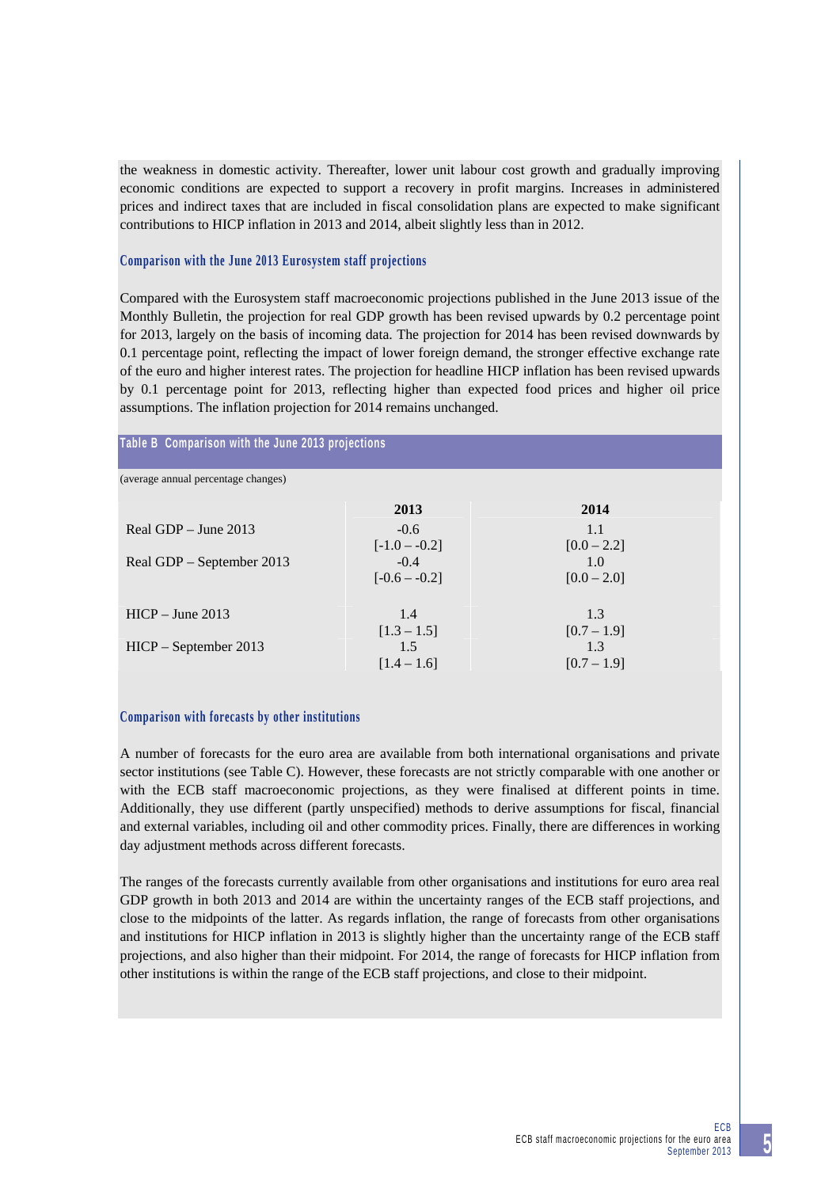the weakness in domestic activity. Thereafter, lower unit labour cost growth and gradually improving economic conditions are expected to support a recovery in profit margins. Increases in administered prices and indirect taxes that are included in fiscal consolidation plans are expected to make significant contributions to HICP inflation in 2013 and 2014, albeit slightly less than in 2012.

### Comparison with the June 2013 Eurosystem staff projections

Compared with the Eurosystem staff macroeconomic projections published in the June 2013 issue of the Monthly Bulletin, the projection for real GDP growth has been revised upwards by 0.2 percentage point for 2013, largely on the basis of incoming data. The projection for 2014 has been revised downwards by 0.1 percentage point, reflecting the impact of lower foreign demand, the stronger effective exchange rate of the euro and higher interest rates. The projection for headline HICP inflation has been revised upwards by 0.1 percentage point for 2013, reflecting higher than expected food prices and higher oil price assumptions. The inflation projection for 2014 remains unchanged.

**Table B Comparison with the June 2013 projections**

(average annual percentage changes)

| | 2013 | 2014 |
|---|---|---|
| Real GDP – June 2013 | -0.6<br>[-1.0 – -0.2] | 1.1<br>[0.0 – 2.2] |
| Real GDP – September 2013 | -0.4<br>[-0.6 – -0.2] | 1.0<br>[0.0 – 2.0] |
| HICP – June 2013 | 1.4<br>[1.3 – 1.5] | 1.3<br>[0.7 – 1.9] |
| HICP – September 2013 | 1.5<br>[1.4 – 1.6] | 1.3<br>[0.7 – 1.9] |

### Comparison with forecasts by other institutions

A number of forecasts for the euro area are available from both international organisations and private sector institutions (see Table C). However, these forecasts are not strictly comparable with one another or with the ECB staff macroeconomic projections, as they were finalised at different points in time. Additionally, they use different (partly unspecified) methods to derive assumptions for fiscal, financial and external variables, including oil and other commodity prices. Finally, there are differences in working day adjustment methods across different forecasts.

The ranges of the forecasts currently available from other organisations and institutions for euro area real GDP growth in both 2013 and 2014 are within the uncertainty ranges of the ECB staff projections, and close to the midpoints of the latter. As regards inflation, the range of forecasts from other organisations and institutions for HICP inflation in 2013 is slightly higher than the uncertainty range of the ECB staff projections, and also higher than their midpoint. For 2014, the range of forecasts for HICP inflation from other institutions is within the range of the ECB staff projections, and close to their midpoint.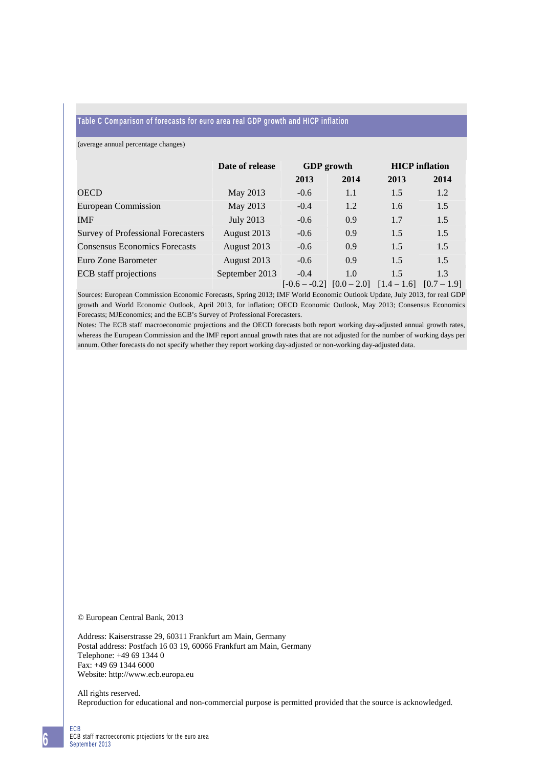**Table C Comparison of forecasts for euro area real GDP growth and HICP inflation**

(average annual percentage changes)

| | Date of release | GDP growth | | HICP inflation | |
|---|---|---|---|---|---|
| | | 2013 | 2014 | 2013 | 2014 |
| OECD | May 2013 | -0.6 | 1.1 | 1.5 | 1.2 |
| European Commission | May 2013 | -0.4 | 1.2 | 1.6 | 1.5 |
| IMF | July 2013 | -0.6 | 0.9 | 1.7 | 1.5 |
| Survey of Professional Forecasters | August 2013 | -0.6 | 0.9 | 1.5 | 1.5 |
| Consensus Economics Forecasts | August 2013 | -0.6 | 0.9 | 1.5 | 1.5 |
| Euro Zone Barometer | August 2013 | -0.6 | 0.9 | 1.5 | 1.5 |
| ECB staff projections | September 2013 | -0.4<br>[-0.6 – -0.2] | 1.0<br>[0.0 – 2.0] | 1.5<br>[1.4 – 1.6] | 1.3<br>[0.7 – 1.9] |

Sources: European Commission Economic Forecasts, Spring 2013; IMF World Economic Outlook Update, July 2013, for real GDP growth and World Economic Outlook, April 2013, for inflation; OECD Economic Outlook, May 2013; Consensus Economics Forecasts; MJEconomics; and the ECB's Survey of Professional Forecasters.

Notes: The ECB staff macroeconomic projections and the OECD forecasts both report working day-adjusted annual growth rates, whereas the European Commission and the IMF report annual growth rates that are not adjusted for the number of working days per annum. Other forecasts do not specify whether they report working day-adjusted or non-working day-adjusted data.

© European Central Bank, 2013

Address: Kaiserstrasse 29, 60311 Frankfurt am Main, Germany
Postal address: Postfach 16 03 19, 60066 Frankfurt am Main, Germany
Telephone: +49 69 1344 0
Fax: +49 69 1344 6000
Website: http://www.ecb.europa.eu

All rights reserved.
Reproduction for educational and non-commercial purpose is permitted provided that the source is acknowledged.